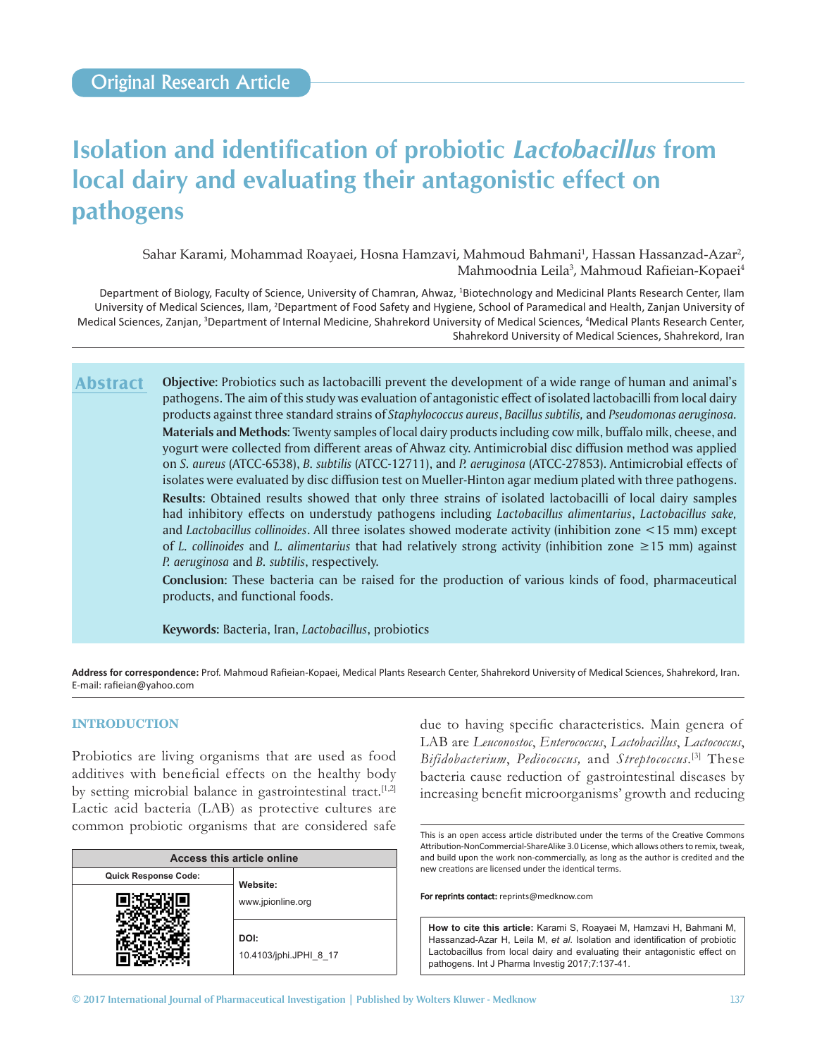Original Research Article

# Isolation and identification of probiotic *Lactobacillus* from local dairy and evaluating their antagonistic effect on pathogens

Sahar Karami, Mohammad Roayaei, Hosna Hamzavi, Mahmoud Bahmani[1], Hassan Hassanzad-Azar[2], Mahmoodnia Leila[3], Mahmoud Rafieian-Kopaei[4]

Department of Biology, Faculty of Science, University of Chamran, Ahwaz, [1]Biotechnology and Medicinal Plants Research Center, Ilam University of Medical Sciences, Ilam, [2]Department of Food Safety and Hygiene, School of Paramedical and Health, Zanjan University of Medical Sciences, Zanjan, [3]Department of Internal Medicine, Shahrekord University of Medical Sciences, [4]Medical Plants Research Center, Shahrekord University of Medical Sciences, Shahrekord, Iran

## Abstract

**Objective:** Probiotics such as lactobacilli prevent the development of a wide range of human and animal's pathogens. The aim of this study was evaluation of antagonistic effect of isolated lactobacilli from local dairy products against three standard strains of *Staphylococcus aureus*, *Bacillus subtilis,* and *Pseudomonas aeruginosa.*

**Materials and Methods:** Twenty samples of local dairy products including cow milk, buffalo milk, cheese, and yogurt were collected from different areas of Ahwaz city. Antimicrobial disc diffusion method was applied on *S. aureus* (ATCC-6538), *B. subtilis* (ATCC-12711), and *P. aeruginosa* (ATCC-27853). Antimicrobial effects of isolates were evaluated by disc diffusion test on Mueller-Hinton agar medium plated with three pathogens.

**Results:** Obtained results showed that only three strains of isolated lactobacilli of local dairy samples had inhibitory effects on understudy pathogens including *Lactobacillus alimentarius*, *Lactobacillus sake,* and *Lactobacillus collinoides*. All three isolates showed moderate activity (inhibition zone <15 mm) except of *L. collinoides* and *L. alimentarius* that had relatively strong activity (inhibition zone ≥15 mm) against *P. aeruginosa* and *B. subtilis*, respectively.

**Conclusion:** These bacteria can be raised for the production of various kinds of food, pharmaceutical products, and functional foods.

**Keywords:** Bacteria, Iran, *Lactobacillus*, probiotics

**Address for correspondence:** Prof. Mahmoud Rafieian-Kopaei, Medical Plants Research Center, Shahrekord University of Medical Sciences, Shahrekord, Iran. E-mail: rafieian@yahoo.com

## INTRODUCTION

Probiotics are living organisms that are used as food additives with beneficial effects on the healthy body by setting microbial balance in gastrointestinal tract.[1,2] Lactic acid bacteria (LAB) as protective cultures are common probiotic organisms that are considered safe due to having specific characteristics. Main genera of LAB are *Leuconostoc*, *Enterococcus*, *Lactobacillus*, *Lactococcus*, *Bifidobacterium*, *Pediococcus,* and *Streptococcus*.[3] These bacteria cause reduction of gastrointestinal diseases by increasing benefit microorganisms' growth and reducing

| Access this article online | |
|---|---|
| Quick Response Code: | Website: www.jpionline.org |
| | DOI: 10.4103/jphi.JPHI_8_17 |

This is an open access article distributed under the terms of the Creative Commons Attribution-NonCommercial-ShareAlike 3.0 License, which allows others to remix, tweak, and build upon the work non-commercially, as long as the author is credited and the new creations are licensed under the identical terms.

**For reprints contact:** reprints@medknow.com

**How to cite this article:** Karami S, Roayaei M, Hamzavi H, Bahmani M, Hassanzad-Azar H, Leila M, *et al.* Isolation and identification of probiotic Lactobacillus from local dairy and evaluating their antagonistic effect on pathogens. Int J Pharma Investig 2017;7:137-41.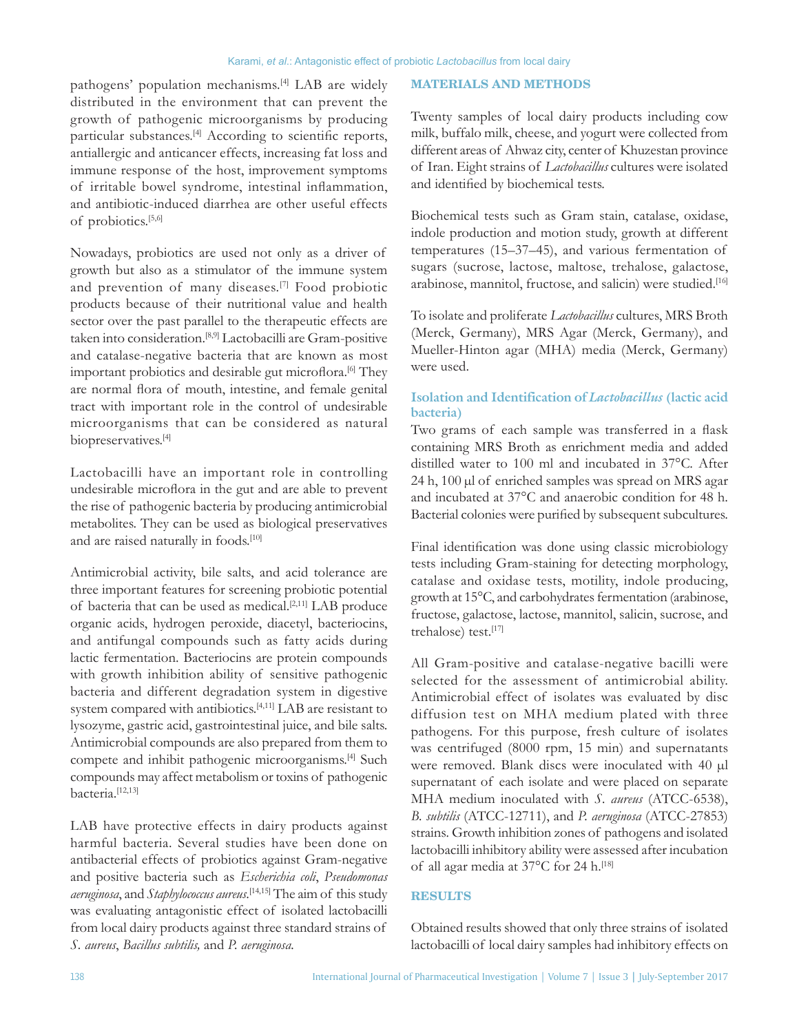pathogens' population mechanisms.[4] LAB are widely distributed in the environment that can prevent the growth of pathogenic microorganisms by producing particular substances.[4] According to scientific reports, antiallergic and anticancer effects, increasing fat loss and immune response of the host, improvement symptoms of irritable bowel syndrome, intestinal inflammation, and antibiotic-induced diarrhea are other useful effects of probiotics.[5,6]

Nowadays, probiotics are used not only as a driver of growth but also as a stimulator of the immune system and prevention of many diseases.[7] Food probiotic products because of their nutritional value and health sector over the past parallel to the therapeutic effects are taken into consideration.[8,9] Lactobacilli are Gram-positive and catalase-negative bacteria that are known as most important probiotics and desirable gut microflora.[6] They are normal flora of mouth, intestine, and female genital tract with important role in the control of undesirable microorganisms that can be considered as natural biopreservatives.[4]

Lactobacilli have an important role in controlling undesirable microflora in the gut and are able to prevent the rise of pathogenic bacteria by producing antimicrobial metabolites. They can be used as biological preservatives and are raised naturally in foods.[10]

Antimicrobial activity, bile salts, and acid tolerance are three important features for screening probiotic potential of bacteria that can be used as medical.[2,11] LAB produce organic acids, hydrogen peroxide, diacetyl, bacteriocins, and antifungal compounds such as fatty acids during lactic fermentation. Bacteriocins are protein compounds with growth inhibition ability of sensitive pathogenic bacteria and different degradation system in digestive system compared with antibiotics.[4,11] LAB are resistant to lysozyme, gastric acid, gastrointestinal juice, and bile salts. Antimicrobial compounds are also prepared from them to compete and inhibit pathogenic microorganisms.[4] Such compounds may affect metabolism or toxins of pathogenic bacteria.[12,13]

LAB have protective effects in dairy products against harmful bacteria. Several studies have been done on antibacterial effects of probiotics against Gram-negative and positive bacteria such as *Escherichia coli*, *Pseudomonas aeruginosa*, and *Staphylococcus aureus*.[14,15] The aim of this study was evaluating antagonistic effect of isolated lactobacilli from local dairy products against three standard strains of *S. aureus*, *Bacillus subtilis,* and *P. aeruginosa*.

## MATERIALS AND METHODS

Twenty samples of local dairy products including cow milk, buffalo milk, cheese, and yogurt were collected from different areas of Ahwaz city, center of Khuzestan province of Iran. Eight strains of *Lactobacillus* cultures were isolated and identified by biochemical tests.

Biochemical tests such as Gram stain, catalase, oxidase, indole production and motion study, growth at different temperatures (15–37–45), and various fermentation of sugars (sucrose, lactose, maltose, trehalose, galactose, arabinose, mannitol, fructose, and salicin) were studied.[16]

To isolate and proliferate *Lactobacillus* cultures, MRS Broth (Merck, Germany), MRS Agar (Merck, Germany), and Mueller-Hinton agar (MHA) media (Merck, Germany) were used.

### Isolation and Identification of *Lactobacillus* (lactic acid bacteria)

Two grams of each sample was transferred in a flask containing MRS Broth as enrichment media and added distilled water to 100 ml and incubated in 37°C. After 24 h, 100 µl of enriched samples was spread on MRS agar and incubated at 37°C and anaerobic condition for 48 h. Bacterial colonies were purified by subsequent subcultures.

Final identification was done using classic microbiology tests including Gram-staining for detecting morphology, catalase and oxidase tests, motility, indole producing, growth at 15°C, and carbohydrates fermentation (arabinose, fructose, galactose, lactose, mannitol, salicin, sucrose, and trehalose) test.[17]

All Gram-positive and catalase-negative bacilli were selected for the assessment of antimicrobial ability. Antimicrobial effect of isolates was evaluated by disc diffusion test on MHA medium plated with three pathogens. For this purpose, fresh culture of isolates was centrifuged (8000 rpm, 15 min) and supernatants were removed. Blank discs were inoculated with 40 µl supernatant of each isolate and were placed on separate MHA medium inoculated with *S. aureus* (ATCC-6538), *B. subtilis* (ATCC-12711), and *P. aeruginosa* (ATCC-27853) strains. Growth inhibition zones of pathogens and isolated lactobacilli inhibitory ability were assessed after incubation of all agar media at 37°C for 24 h.[18]

## RESULTS

Obtained results showed that only three strains of isolated lactobacilli of local dairy samples had inhibitory effects on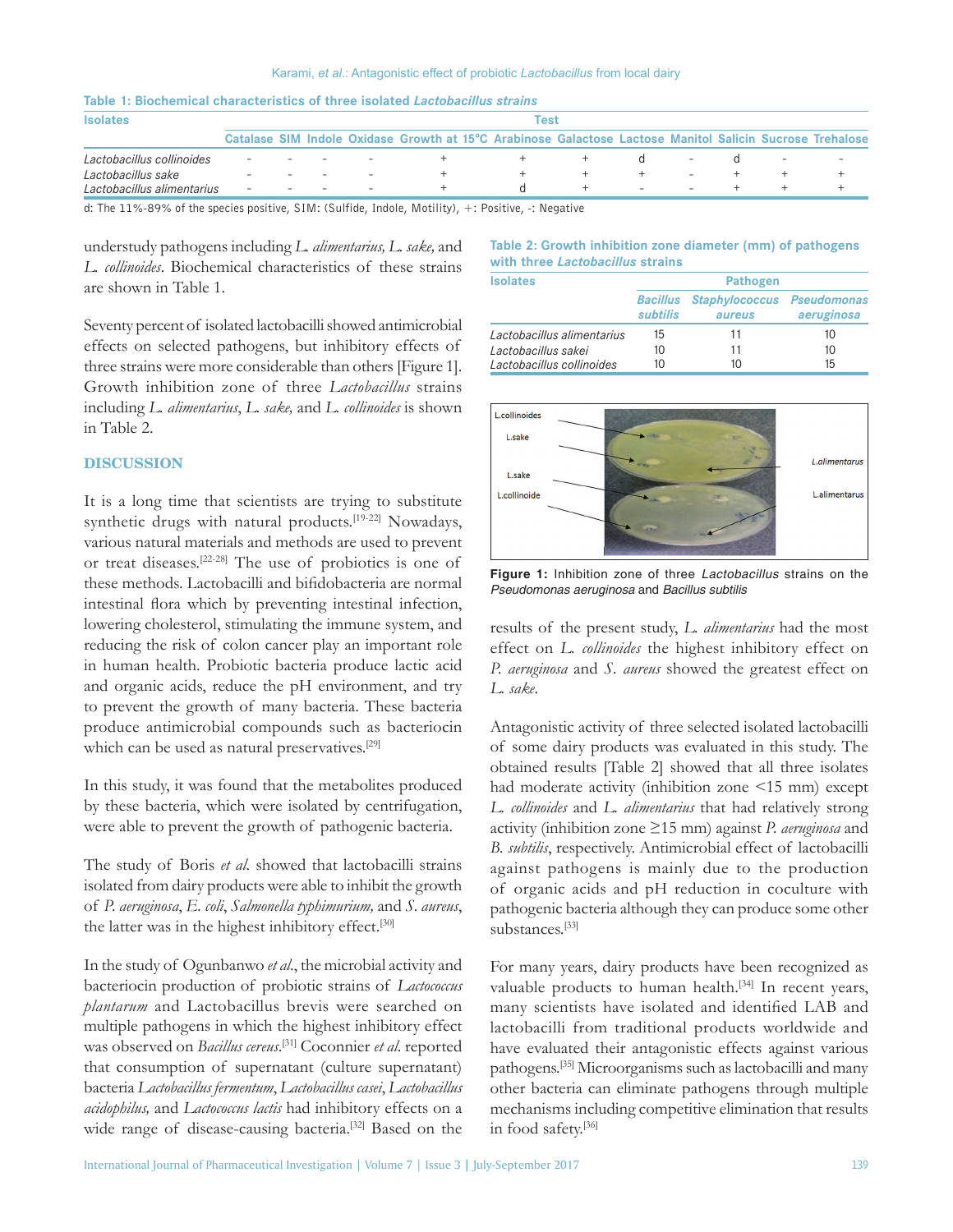**Table 1: Biochemical characteristics of three isolated *Lactobacillus* strains**

| Isolates | Test | | | | | | | | | | | |
|---|---|---|---|---|---|---|---|---|---|---|---|---|
| | Catalase | SIM | Indole | Oxidase | Growth at 15°C | Arabinose | Galactose | Lactose | Manitol | Salicin | Sucrose | Trehalose |
| *Lactobacillus collinoides* | - | - | - | - | + | + | + | d | - | d | - | - |
| *Lactobacillus sake* | - | - | - | - | + | + | + | + | - | + | + | + |
| *Lactobacillus alimentarius* | - | - | - | - | + | d | + | - | - | + | + | + |

d: The 11%-89% of the species positive, SIM: (Sulfide, Indole, Motility), +: Positive, -: Negative

understudy pathogens including *L. alimentarius, L. sake,* and *L. collinoides*. Biochemical characteristics of these strains are shown in Table 1.

Seventy percent of isolated lactobacilli showed antimicrobial effects on selected pathogens, but inhibitory effects of three strains were more considerable than others [Figure 1]. Growth inhibition zone of three *Lactobacillus* strains including *L. alimentarius*, *L. sake,* and *L. collinoides* is shown in Table 2.

**Table 2: Growth inhibition zone diameter (mm) of pathogens with three *Lactobacillus* strains**

| Isolates | Pathogen | | |
|---|---|---|---|
| | *Bacillus subtilis* | *Staphylococcus aureus* | *Pseudomonas aeruginosa* |
| *Lactobacillus alimentarius* | 15 | 11 | 10 |
| *Lactobacillus sakei* | 10 | 11 | 10 |
| *Lactobacillus collinoides* | 10 | 10 | 15 |

**Figure 1:** Inhibition zone of three *Lactobacillus* strains on the *Pseudomonas aeruginosa* and *Bacillus subtilis*

## DISCUSSION

It is a long time that scientists are trying to substitute synthetic drugs with natural products.[19-22] Nowadays, various natural materials and methods are used to prevent or treat diseases.[22-28] The use of probiotics is one of these methods. Lactobacilli and bifidobacteria are normal intestinal flora which by preventing intestinal infection, lowering cholesterol, stimulating the immune system, and reducing the risk of colon cancer play an important role in human health. Probiotic bacteria produce lactic acid and organic acids, reduce the pH environment, and try to prevent the growth of many bacteria. These bacteria produce antimicrobial compounds such as bacteriocin which can be used as natural preservatives.[29]

In this study, it was found that the metabolites produced by these bacteria, which were isolated by centrifugation, were able to prevent the growth of pathogenic bacteria.

The study of Boris *et al.* showed that lactobacilli strains isolated from dairy products were able to inhibit the growth of *P. aeruginosa*, *E. coli*, *Salmonella typhimurium,* and *S. aureus*, the latter was in the highest inhibitory effect.[30]

In the study of Ogunbanwo *et al.*, the microbial activity and bacteriocin production of probiotic strains of *Lactococcus plantarum* and Lactobacillus brevis were searched on multiple pathogens in which the highest inhibitory effect was observed on *Bacillus cereus*.[31] Coconnier *et al.* reported that consumption of supernatant (culture supernatant) bacteria *Lactobacillus fermentum*, *Lactobacillus casei*, *Lactobacillus acidophilus,* and *Lactococcus lactis* had inhibitory effects on a wide range of disease-causing bacteria.[32] Based on the results of the present study, *L. alimentarius* had the most effect on *L. collinoides* the highest inhibitory effect on *P. aeruginosa* and *S. aureus* showed the greatest effect on *L. sake*.

Antagonistic activity of three selected isolated lactobacilli of some dairy products was evaluated in this study. The obtained results [Table 2] showed that all three isolates had moderate activity (inhibition zone <15 mm) except *L. collinoides* and *L. alimentarius* that had relatively strong activity (inhibition zone ≥15 mm) against *P. aeruginosa* and *B. subtilis*, respectively. Antimicrobial effect of lactobacilli against pathogens is mainly due to the production of organic acids and pH reduction in coculture with pathogenic bacteria although they can produce some other substances.[33]

For many years, dairy products have been recognized as valuable products to human health.[34] In recent years, many scientists have isolated and identified LAB and lactobacilli from traditional products worldwide and have evaluated their antagonistic effects against various pathogens.[35] Microorganisms such as lactobacilli and many other bacteria can eliminate pathogens through multiple mechanisms including competitive elimination that results in food safety.[36]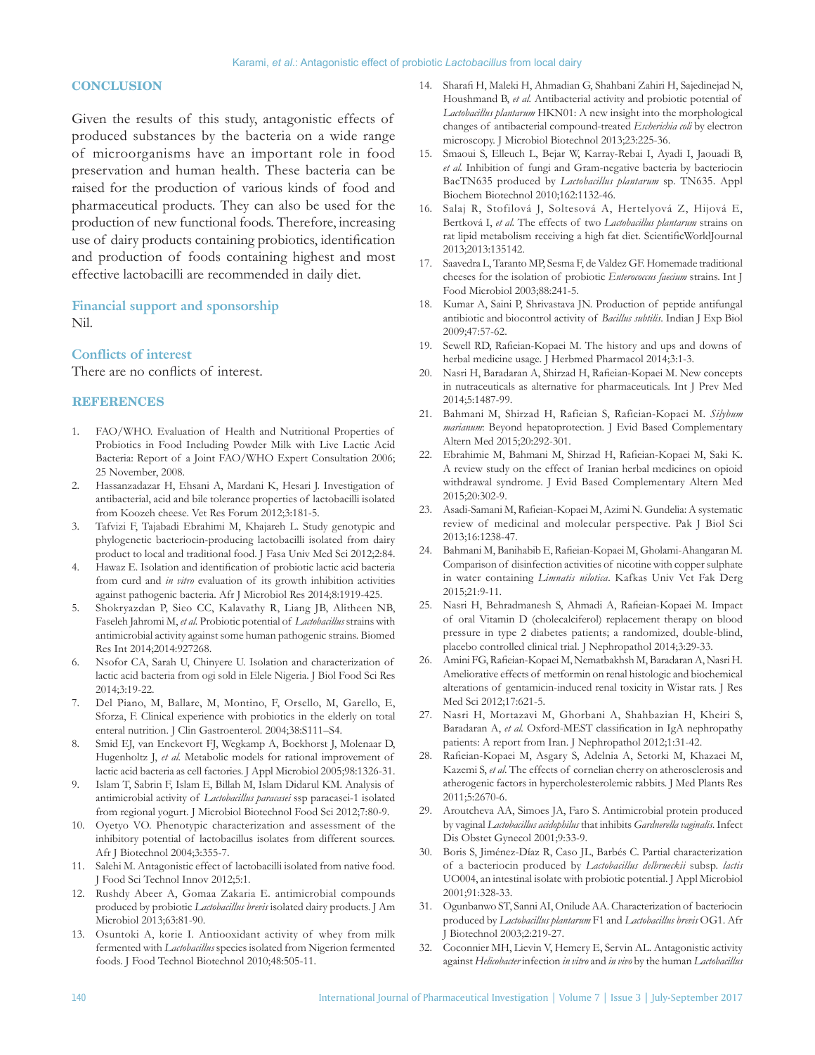## CONCLUSION

Given the results of this study, antagonistic effects of produced substances by the bacteria on a wide range of microorganisms have an important role in food preservation and human health. These bacteria can be raised for the production of various kinds of food and pharmaceutical products. They can also be used for the production of new functional foods. Therefore, increasing use of dairy products containing probiotics, identification and production of foods containing highest and most effective lactobacilli are recommended in daily diet.

### Financial support and sponsorship

Nil.

### Conflicts of interest

There are no conflicts of interest.

## REFERENCES

1. FAO/WHO. Evaluation of Health and Nutritional Properties of Probiotics in Food Including Powder Milk with Live Lactic Acid Bacteria: Report of a Joint FAO/WHO Expert Consultation 2006; 25 November, 2008.
2. Hassanzadazar H, Ehsani A, Mardani K, Hesari J. Investigation of antibacterial, acid and bile tolerance properties of lactobacilli isolated from Koozeh cheese. Vet Res Forum 2012;3:181-5.
3. Tafvizi F, Tajabadi Ebrahimi M, Khajareh L. Study genotypic and phylogenetic bacteriocin-producing lactobacilli isolated from dairy product to local and traditional food. J Fasa Univ Med Sci 2012;2:84.
4. Hawaz E. Isolation and identification of probiotic lactic acid bacteria from curd and *in vitro* evaluation of its growth inhibition activities against pathogenic bacteria. Afr J Microbiol Res 2014;8:1919-425.
5. Shokryazdan P, Sieo CC, Kalavathy R, Liang JB, Alitheen NB, Faseleh Jahromi M, *et al.* Probiotic potential of *Lactobacillus* strains with antimicrobial activity against some human pathogenic strains. Biomed Res Int 2014;2014:927268.
6. Nsofor CA, Sarah U, Chinyere U. Isolation and characterization of lactic acid bacteria from ogi sold in Elele Nigeria. J Biol Food Sci Res 2014;3:19-22.
7. Del Piano, M, Ballare, M, Montino, F, Orsello, M, Garello, E, Sforza, F. Clinical experience with probiotics in the elderly on total enteral nutrition. J Clin Gastroenterol. 2004;38:S111–S4.
8. Smid EJ, van Enckevort FJ, Wegkamp A, Boekhorst J, Molenaar D, Hugenholtz J, *et al.* Metabolic models for rational improvement of lactic acid bacteria as cell factories. J Appl Microbiol 2005;98:1326-31.
9. Islam T, Sabrin F, Islam E, Billah M, Islam Didarul KM. Analysis of antimicrobial activity of *Lactobacillus paracasei* ssp paracasei-1 isolated from regional yogurt. J Microbiol Biotechnol Food Sci 2012;7:80-9.
10. Oyetyo VO. Phenotypic characterization and assessment of the inhibitory potential of lactobacillus isolates from different sources. Afr J Biotechnol 2004;3:355-7.
11. Salehi M. Antagonistic effect of lactobacilli isolated from native food. J Food Sci Technol Innov 2012;5:1.
12. Rushdy Abeer A, Gomaa Zakaria E. antimicrobial compounds produced by probiotic *Lactobacillus brevis* isolated dairy products. J Am Microbiol 2013;63:81-90.
13. Osuntoki A, korie I. Antiooxidant activity of whey from milk fermented with *Lactobacillus* species isolated from Nigerion fermented foods. J Food Technol Biotechnol 2010;48:505-11.
14. Sharafi H, Maleki H, Ahmadian G, Shahbani Zahiri H, Sajedinejad N, Houshmand B, *et al.* Antibacterial activity and probiotic potential of *Lactobacillus plantarum* HKN01: A new insight into the morphological changes of antibacterial compound-treated *Escherichia coli* by electron microscopy. J Microbiol Biotechnol 2013;23:225-36.
15. Smaoui S, Elleuch L, Bejar W, Karray-Rebai I, Ayadi I, Jaouadi B, *et al.* Inhibition of fungi and Gram-negative bacteria by bacteriocin BacTN635 produced by *Lactobacillus plantarum* sp. TN635. Appl Biochem Biotechnol 2010;162:1132-46.
16. Salaj R, Stofilová J, Soltesová A, Hertelyová Z, Hijová E, Bertková I, *et al.* The effects of two *Lactobacillus plantarum* strains on rat lipid metabolism receiving a high fat diet. ScientificWorldJournal 2013;2013:135142.
17. Saavedra L, Taranto MP, Sesma F, de Valdez GF. Homemade traditional cheeses for the isolation of probiotic *Enterococcus faecium* strains. Int J Food Microbiol 2003;88:241-5.
18. Kumar A, Saini P, Shrivastava JN. Production of peptide antifungal antibiotic and biocontrol activity of *Bacillus subtilis*. Indian J Exp Biol 2009;47:57-62.
19. Sewell RD, Rafieian-Kopaei M. The history and ups and downs of herbal medicine usage. J Herbmed Pharmacol 2014;3:1-3.
20. Nasri H, Baradaran A, Shirzad H, Rafieian-Kopaei M. New concepts in nutraceuticals as alternative for pharmaceuticals. Int J Prev Med 2014;5:1487-99.
21. Bahmani M, Shirzad H, Rafieian S, Rafieian-Kopaei M. *Silybum marianum*: Beyond hepatoprotection. J Evid Based Complementary Altern Med 2015;20:292-301.
22. Ebrahimie M, Bahmani M, Shirzad H, Rafieian-Kopaei M, Saki K. A review study on the effect of Iranian herbal medicines on opioid withdrawal syndrome. J Evid Based Complementary Altern Med 2015;20:302-9.
23. Asadi-Samani M, Rafieian-Kopaei M, Azimi N. Gundelia: A systematic review of medicinal and molecular perspective. Pak J Biol Sci 2013;16:1238-47.
24. Bahmani M, Banihabib E, Rafieian-Kopaei M, Gholami-Ahangaran M. Comparison of disinfection activities of nicotine with copper sulphate in water containing *Limnatis nilotica*. Kafkas Univ Vet Fak Derg 2015;21:9-11.
25. Nasri H, Behradmanesh S, Ahmadi A, Rafieian-Kopaei M. Impact of oral Vitamin D (cholecalciferol) replacement therapy on blood pressure in type 2 diabetes patients; a randomized, double-blind, placebo controlled clinical trial. J Nephropathol 2014;3:29-33.
26. Amini FG, Rafieian-Kopaei M, Nematbakhsh M, Baradaran A, Nasri H. Ameliorative effects of metformin on renal histologic and biochemical alterations of gentamicin-induced renal toxicity in Wistar rats. J Res Med Sci 2012;17:621-5.
27. Nasri H, Mortazavi M, Ghorbani A, Shahbazian H, Kheiri S, Baradaran A, *et al.* Oxford-MEST classification in IgA nephropathy patients: A report from Iran. J Nephropathol 2012;1:31-42.
28. Rafieian-Kopaei M, Asgary S, Adelnia A, Setorki M, Khazaei M, Kazemi S, *et al.* The effects of cornelian cherry on atherosclerosis and atherogenic factors in hypercholesterolemic rabbits. J Med Plants Res 2011;5:2670-6.
29. Aroutcheva AA, Simoes JA, Faro S. Antimicrobial protein produced by vaginal *Lactobacillus acidophilus* that inhibits *Gardnerella vaginalis*. Infect Dis Obstet Gynecol 2001;9:33-9.
30. Boris S, Jiménez-Díaz R, Caso JL, Barbés C. Partial characterization of a bacteriocin produced by *Lactobacillus delbrueckii* subsp. *lactis* UO004, an intestinal isolate with probiotic potential. J Appl Microbiol 2001;91:328-33.
31. Ogunbanwo ST, Sanni AI, Onilude AA. Characterization of bacteriocin produced by *Lactobacillus plantarum* F1 and *Lactobacillus brevis* OG1. Afr J Biotechnol 2003;2:219-27.
32. Coconnier MH, Lievin V, Hemery E, Servin AL. Antagonistic activity against *Helicobacter* infection *in vitro* and *in vivo* by the human *Lactobacillus*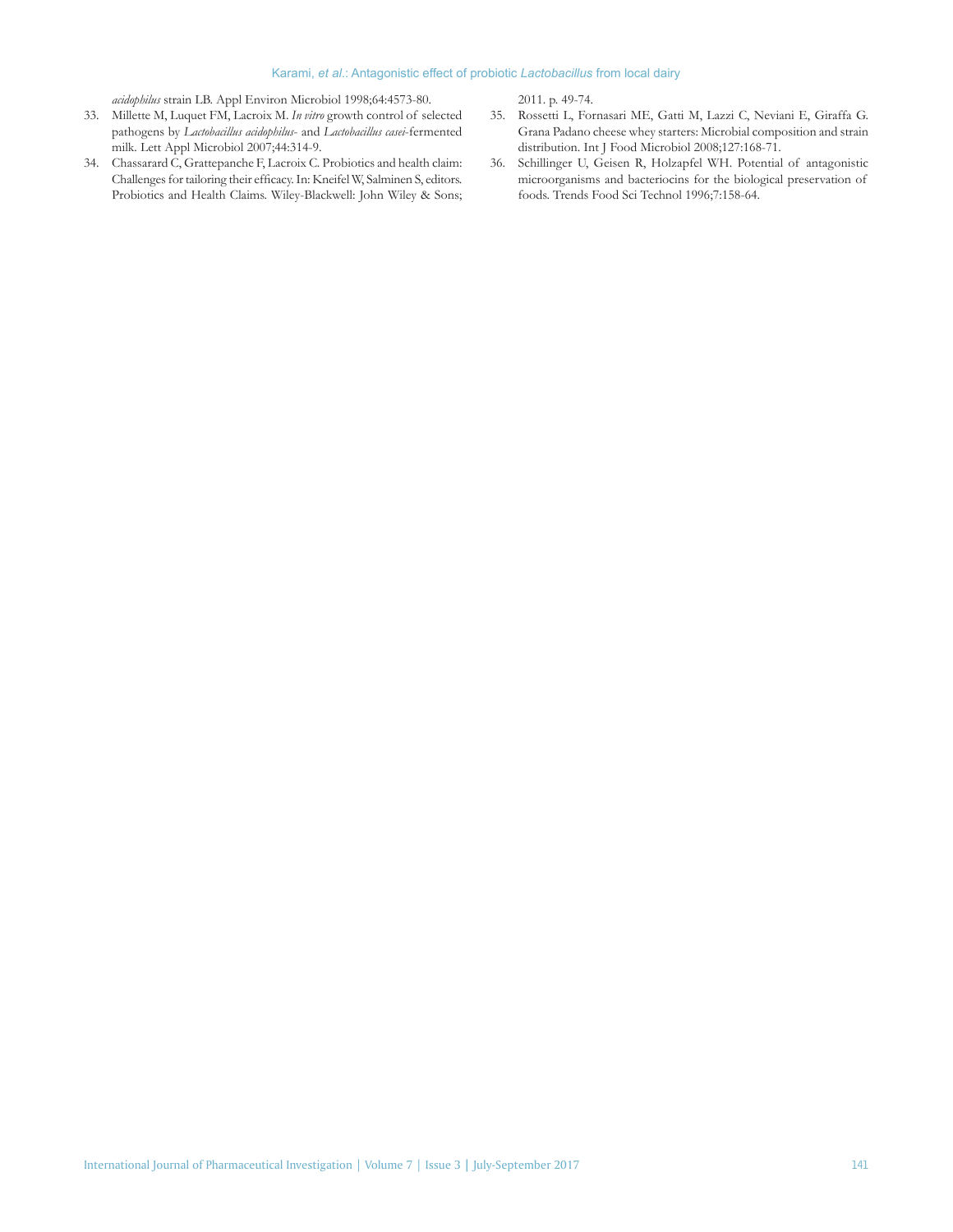*acidophilus* strain LB. Appl Environ Microbiol 1998;64:4573-80.

33. Millette M, Luquet FM, Lacroix M. *In vitro* growth control of selected pathogens by *Lactobacillus acidophilus*- and *Lactobacillus casei*-fermented milk. Lett Appl Microbiol 2007;44:314-9.
34. Chassarard C, Grattepanche F, Lacroix C. Probiotics and health claim: Challenges for tailoring their efficacy. In: Kneifel W, Salminen S, editors. Probiotics and Health Claims. Wiley-Blackwell: John Wiley & Sons; 2011. p. 49-74.
35. Rossetti L, Fornasari ME, Gatti M, Lazzi C, Neviani E, Giraffa G. Grana Padano cheese whey starters: Microbial composition and strain distribution. Int J Food Microbiol 2008;127:168-71.
36. Schillinger U, Geisen R, Holzapfel WH. Potential of antagonistic microorganisms and bacteriocins for the biological preservation of foods. Trends Food Sci Technol 1996;7:158-64.